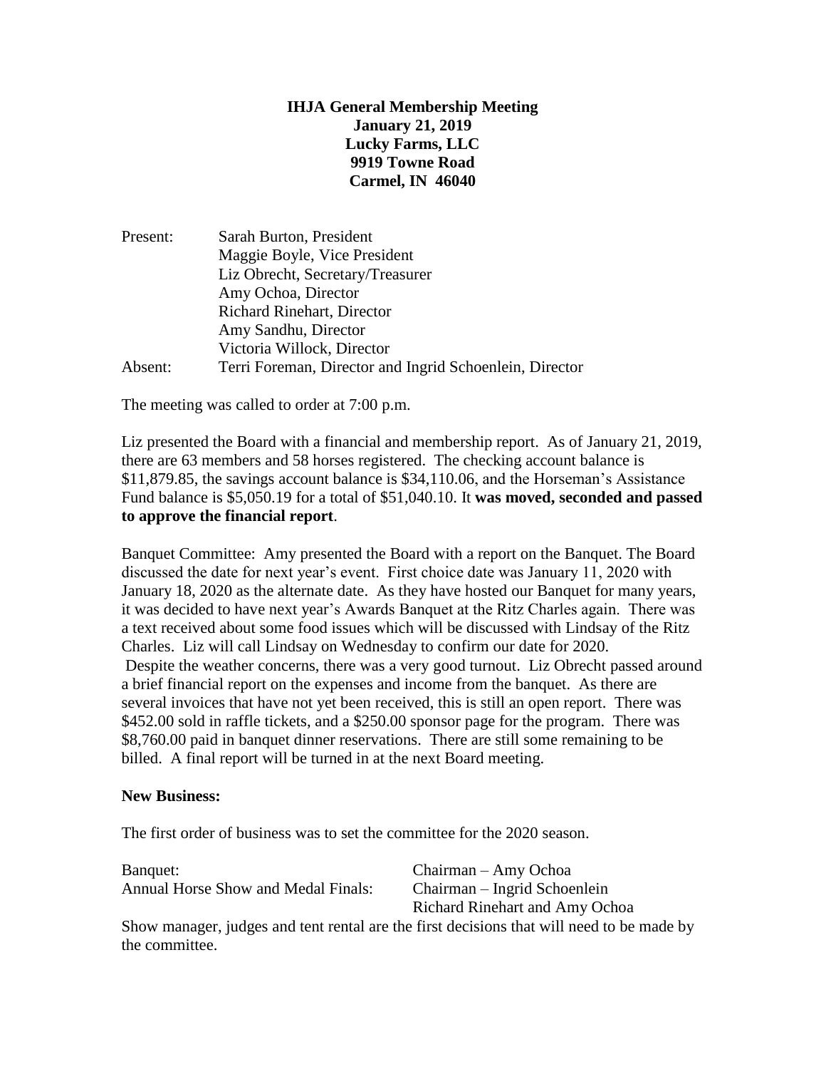**IHJA General Membership Meeting**
**January 21, 2019**
**Lucky Farms, LLC**
**9919 Towne Road**
**Carmel, IN 46040**

| | |
|---|---|
| Present: | Sarah Burton, President |
| | Maggie Boyle, Vice President |
| | Liz Obrecht, Secretary/Treasurer |
| | Amy Ochoa, Director |
| | Richard Rinehart, Director |
| | Amy Sandhu, Director |
| | Victoria Willock, Director |
| Absent: | Terri Foreman, Director and Ingrid Schoenlein, Director |

The meeting was called to order at 7:00 p.m.

Liz presented the Board with a financial and membership report. As of January 21, 2019, there are 63 members and 58 horses registered. The checking account balance is $11,879.85, the savings account balance is $34,110.06, and the Horseman's Assistance Fund balance is $5,050.19 for a total of $51,040.10. It **was moved, seconded and passed to approve the financial report**.

Banquet Committee: Amy presented the Board with a report on the Banquet. The Board discussed the date for next year's event. First choice date was January 11, 2020 with January 18, 2020 as the alternate date. As they have hosted our Banquet for many years, it was decided to have next year's Awards Banquet at the Ritz Charles again. There was a text received about some food issues which will be discussed with Lindsay of the Ritz Charles. Liz will call Lindsay on Wednesday to confirm our date for 2020.
Despite the weather concerns, there was a very good turnout. Liz Obrecht passed around a brief financial report on the expenses and income from the banquet. As there are several invoices that have not yet been received, this is still an open report. There was $452.00 sold in raffle tickets, and a $250.00 sponsor page for the program. There was $8,760.00 paid in banquet dinner reservations. There are still some remaining to be billed. A final report will be turned in at the next Board meeting.

**New Business:**

The first order of business was to set the committee for the 2020 season.

| | |
|---|---|
| Banquet: | Chairman – Amy Ochoa |
| Annual Horse Show and Medal Finals: | Chairman – Ingrid Schoenlein |
| | Richard Rinehart and Amy Ochoa |

Show manager, judges and tent rental are the first decisions that will need to be made by the committee.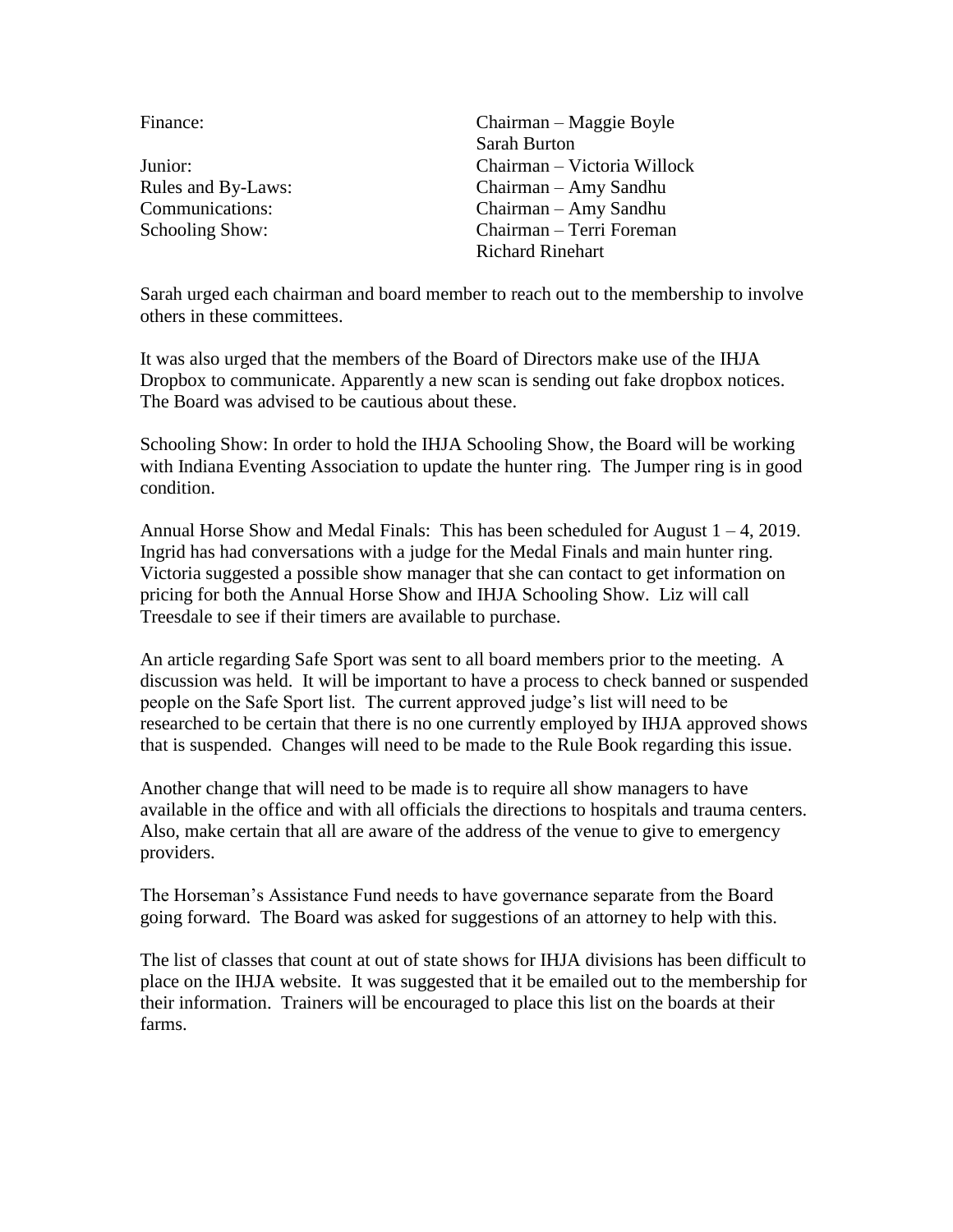| | |
|---|---|
| Finance: | Chairman – Maggie Boyle |
| | Sarah Burton |
| Junior: | Chairman – Victoria Willock |
| Rules and By-Laws: | Chairman – Amy Sandhu |
| Communications: | Chairman – Amy Sandhu |
| Schooling Show: | Chairman – Terri Foreman |
| | Richard Rinehart |

Sarah urged each chairman and board member to reach out to the membership to involve others in these committees.

It was also urged that the members of the Board of Directors make use of the IHJA Dropbox to communicate. Apparently a new scan is sending out fake dropbox notices. The Board was advised to be cautious about these.

Schooling Show: In order to hold the IHJA Schooling Show, the Board will be working with Indiana Eventing Association to update the hunter ring. The Jumper ring is in good condition.

Annual Horse Show and Medal Finals: This has been scheduled for August 1 – 4, 2019. Ingrid has had conversations with a judge for the Medal Finals and main hunter ring. Victoria suggested a possible show manager that she can contact to get information on pricing for both the Annual Horse Show and IHJA Schooling Show. Liz will call Treesdale to see if their timers are available to purchase.

An article regarding Safe Sport was sent to all board members prior to the meeting. A discussion was held. It will be important to have a process to check banned or suspended people on the Safe Sport list. The current approved judge's list will need to be researched to be certain that there is no one currently employed by IHJA approved shows that is suspended. Changes will need to be made to the Rule Book regarding this issue.

Another change that will need to be made is to require all show managers to have available in the office and with all officials the directions to hospitals and trauma centers. Also, make certain that all are aware of the address of the venue to give to emergency providers.

The Horseman's Assistance Fund needs to have governance separate from the Board going forward. The Board was asked for suggestions of an attorney to help with this.

The list of classes that count at out of state shows for IHJA divisions has been difficult to place on the IHJA website. It was suggested that it be emailed out to the membership for their information. Trainers will be encouraged to place this list on the boards at their farms.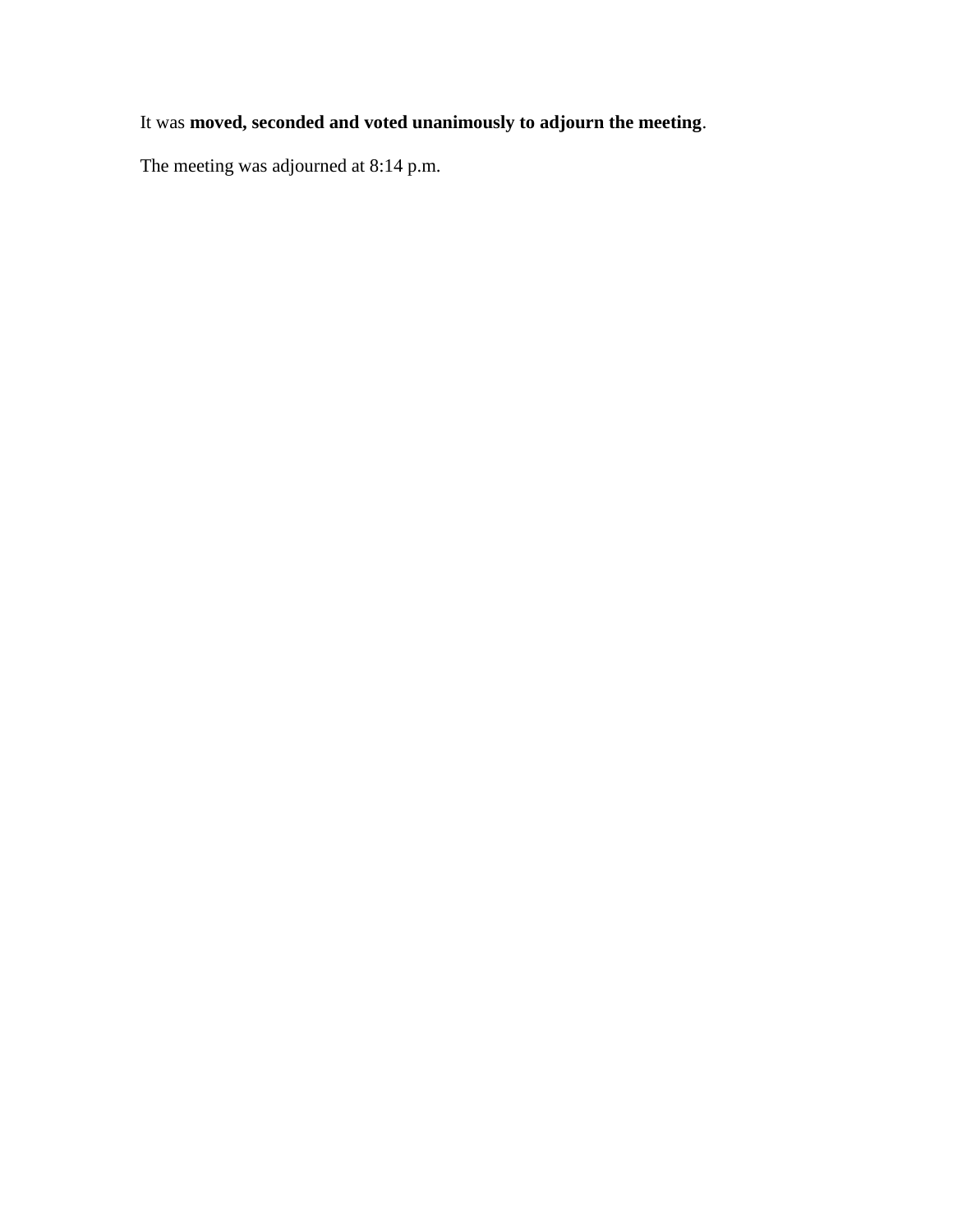It was **moved, seconded and voted unanimously to adjourn the meeting**.

The meeting was adjourned at 8:14 p.m.